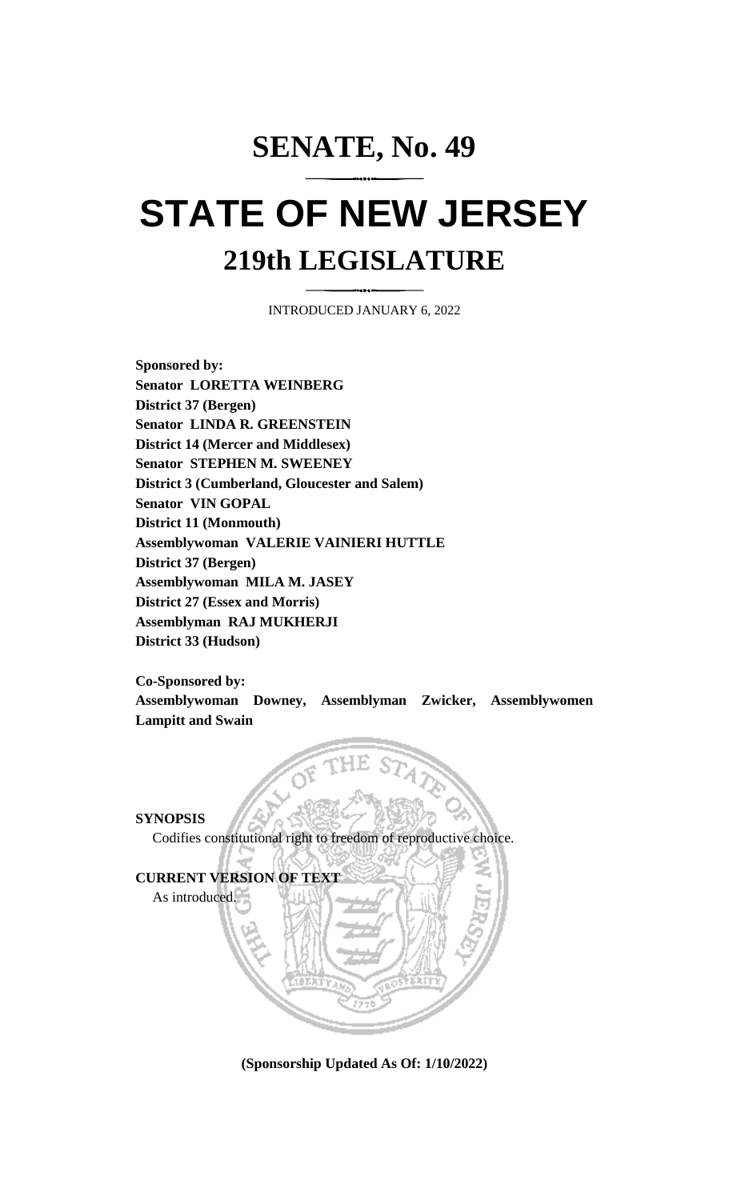# SENATE, No. 49

# STATE OF NEW JERSEY

## 219th LEGISLATURE

INTRODUCED JANUARY 6, 2022

**Sponsored by:**
**Senator LORETTA WEINBERG**
**District 37 (Bergen)**
**Senator LINDA R. GREENSTEIN**
**District 14 (Mercer and Middlesex)**
**Senator STEPHEN M. SWEENEY**
**District 3 (Cumberland, Gloucester and Salem)**
**Senator VIN GOPAL**
**District 11 (Monmouth)**
**Assemblywoman VALERIE VAINIERI HUTTLE**
**District 37 (Bergen)**
**Assemblywoman MILA M. JASEY**
**District 27 (Essex and Morris)**
**Assemblyman RAJ MUKHERJI**
**District 33 (Hudson)**

**Co-Sponsored by:**
**Assemblywoman Downey, Assemblyman Zwicker, Assemblywomen Lampitt and Swain**

**SYNOPSIS**

Codifies constitutional right to freedom of reproductive choice.

**CURRENT VERSION OF TEXT**

As introduced.

**(Sponsorship Updated As Of: 1/10/2022)**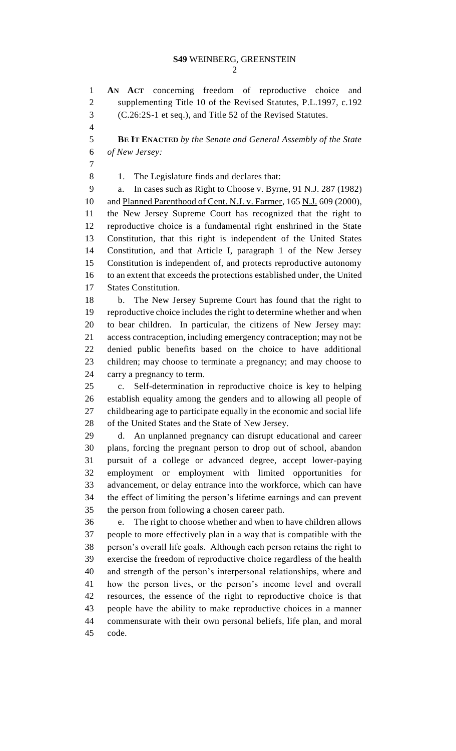**AN ACT** concerning freedom of reproductive choice and supplementing Title 10 of the Revised Statutes, P.L.1997, c.192 (C.26:2S-1 et seq.), and Title 52 of the Revised Statutes.

**BE IT ENACTED** *by the Senate and General Assembly of the State of New Jersey:*

1. The Legislature finds and declares that:

a. In cases such as Right to Choose v. Byrne, 91 N.J. 287 (1982) and Planned Parenthood of Cent. N.J. v. Farmer, 165 N.J. 609 (2000), the New Jersey Supreme Court has recognized that the right to reproductive choice is a fundamental right enshrined in the State Constitution, that this right is independent of the United States Constitution, and that Article I, paragraph 1 of the New Jersey Constitution is independent of, and protects reproductive autonomy to an extent that exceeds the protections established under, the United States Constitution.

b. The New Jersey Supreme Court has found that the right to reproductive choice includes the right to determine whether and when to bear children. In particular, the citizens of New Jersey may: access contraception, including emergency contraception; may not be denied public benefits based on the choice to have additional children; may choose to terminate a pregnancy; and may choose to carry a pregnancy to term.

c. Self-determination in reproductive choice is key to helping establish equality among the genders and to allowing all people of childbearing age to participate equally in the economic and social life of the United States and the State of New Jersey.

d. An unplanned pregnancy can disrupt educational and career plans, forcing the pregnant person to drop out of school, abandon pursuit of a college or advanced degree, accept lower-paying employment or employment with limited opportunities for advancement, or delay entrance into the workforce, which can have the effect of limiting the person's lifetime earnings and can prevent the person from following a chosen career path.

e. The right to choose whether and when to have children allows people to more effectively plan in a way that is compatible with the person's overall life goals. Although each person retains the right to exercise the freedom of reproductive choice regardless of the health and strength of the person's interpersonal relationships, where and how the person lives, or the person's income level and overall resources, the essence of the right to reproductive choice is that people have the ability to make reproductive choices in a manner commensurate with their own personal beliefs, life plan, and moral code.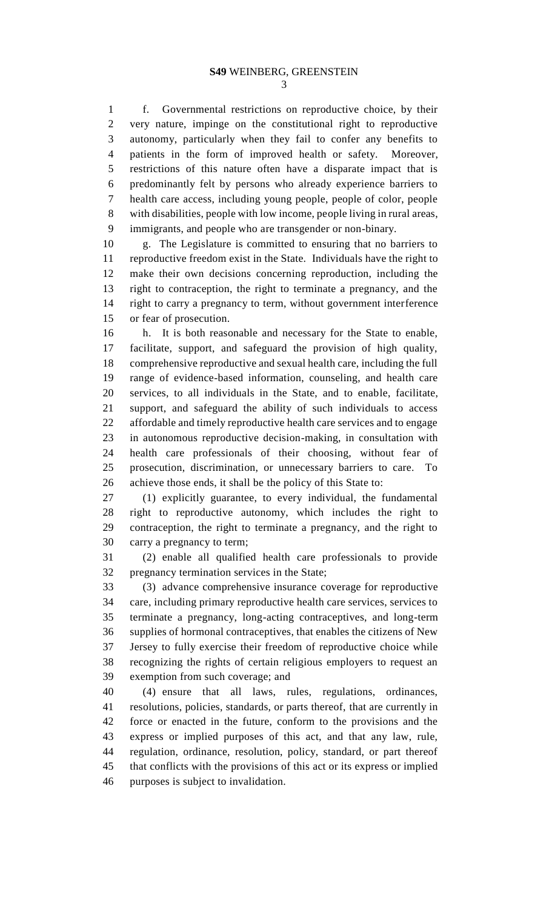f. Governmental restrictions on reproductive choice, by their very nature, impinge on the constitutional right to reproductive autonomy, particularly when they fail to confer any benefits to patients in the form of improved health or safety. Moreover, restrictions of this nature often have a disparate impact that is predominantly felt by persons who already experience barriers to health care access, including young people, people of color, people with disabilities, people with low income, people living in rural areas, immigrants, and people who are transgender or non-binary.

g. The Legislature is committed to ensuring that no barriers to reproductive freedom exist in the State. Individuals have the right to make their own decisions concerning reproduction, including the right to contraception, the right to terminate a pregnancy, and the right to carry a pregnancy to term, without government interference or fear of prosecution.

h. It is both reasonable and necessary for the State to enable, facilitate, support, and safeguard the provision of high quality, comprehensive reproductive and sexual health care, including the full range of evidence-based information, counseling, and health care services, to all individuals in the State, and to enable, facilitate, support, and safeguard the ability of such individuals to access affordable and timely reproductive health care services and to engage in autonomous reproductive decision-making, in consultation with health care professionals of their choosing, without fear of prosecution, discrimination, or unnecessary barriers to care. To achieve those ends, it shall be the policy of this State to:

(1) explicitly guarantee, to every individual, the fundamental right to reproductive autonomy, which includes the right to contraception, the right to terminate a pregnancy, and the right to carry a pregnancy to term;

(2) enable all qualified health care professionals to provide pregnancy termination services in the State;

(3) advance comprehensive insurance coverage for reproductive care, including primary reproductive health care services, services to terminate a pregnancy, long-acting contraceptives, and long-term supplies of hormonal contraceptives, that enables the citizens of New Jersey to fully exercise their freedom of reproductive choice while recognizing the rights of certain religious employers to request an exemption from such coverage; and

(4) ensure that all laws, rules, regulations, ordinances, resolutions, policies, standards, or parts thereof, that are currently in force or enacted in the future, conform to the provisions and the express or implied purposes of this act, and that any law, rule, regulation, ordinance, resolution, policy, standard, or part thereof that conflicts with the provisions of this act or its express or implied purposes is subject to invalidation.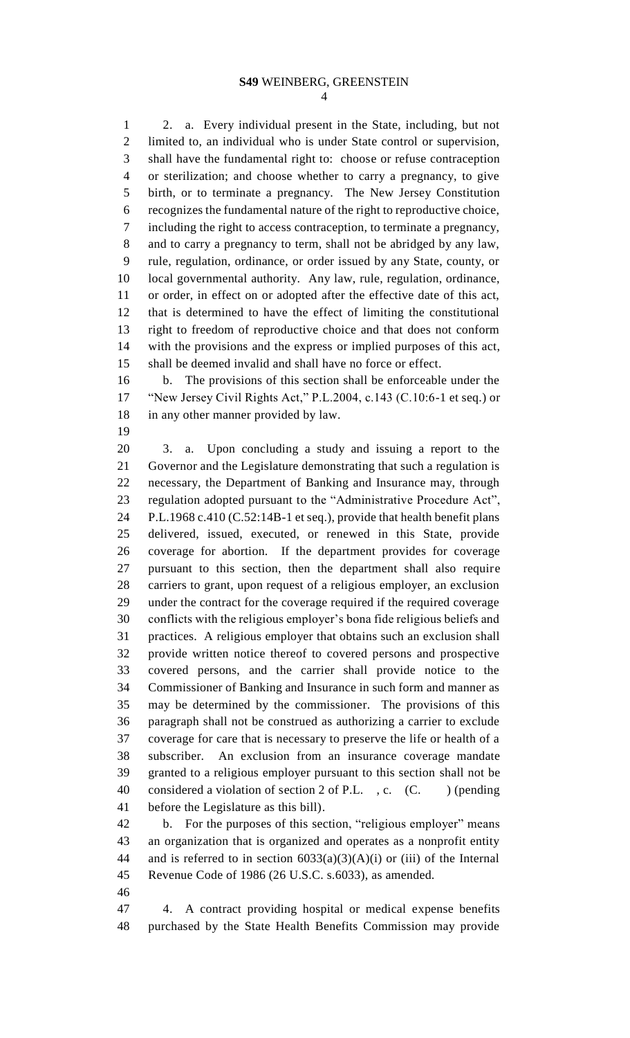2. a. Every individual present in the State, including, but not limited to, an individual who is under State control or supervision, shall have the fundamental right to: choose or refuse contraception or sterilization; and choose whether to carry a pregnancy, to give birth, or to terminate a pregnancy. The New Jersey Constitution recognizes the fundamental nature of the right to reproductive choice, including the right to access contraception, to terminate a pregnancy, and to carry a pregnancy to term, shall not be abridged by any law, rule, regulation, ordinance, or order issued by any State, county, or local governmental authority. Any law, rule, regulation, ordinance, or order, in effect on or adopted after the effective date of this act, that is determined to have the effect of limiting the constitutional right to freedom of reproductive choice and that does not conform with the provisions and the express or implied purposes of this act, shall be deemed invalid and shall have no force or effect.

b. The provisions of this section shall be enforceable under the "New Jersey Civil Rights Act," P.L.2004, c.143 (C.10:6-1 et seq.) or in any other manner provided by law.

3. a. Upon concluding a study and issuing a report to the Governor and the Legislature demonstrating that such a regulation is necessary, the Department of Banking and Insurance may, through regulation adopted pursuant to the "Administrative Procedure Act", P.L.1968 c.410 (C.52:14B-1 et seq.), provide that health benefit plans delivered, issued, executed, or renewed in this State, provide coverage for abortion. If the department provides for coverage pursuant to this section, then the department shall also require carriers to grant, upon request of a religious employer, an exclusion under the contract for the coverage required if the required coverage conflicts with the religious employer's bona fide religious beliefs and practices. A religious employer that obtains such an exclusion shall provide written notice thereof to covered persons and prospective covered persons, and the carrier shall provide notice to the Commissioner of Banking and Insurance in such form and manner as may be determined by the commissioner. The provisions of this paragraph shall not be construed as authorizing a carrier to exclude coverage for care that is necessary to preserve the life or health of a subscriber. An exclusion from an insurance coverage mandate granted to a religious employer pursuant to this section shall not be considered a violation of section 2 of P.L. , c. (C. ) (pending before the Legislature as this bill).

b. For the purposes of this section, "religious employer" means an organization that is organized and operates as a nonprofit entity and is referred to in section 6033(a)(3)(A)(i) or (iii) of the Internal Revenue Code of 1986 (26 U.S.C. s.6033), as amended.

4. A contract providing hospital or medical expense benefits purchased by the State Health Benefits Commission may provide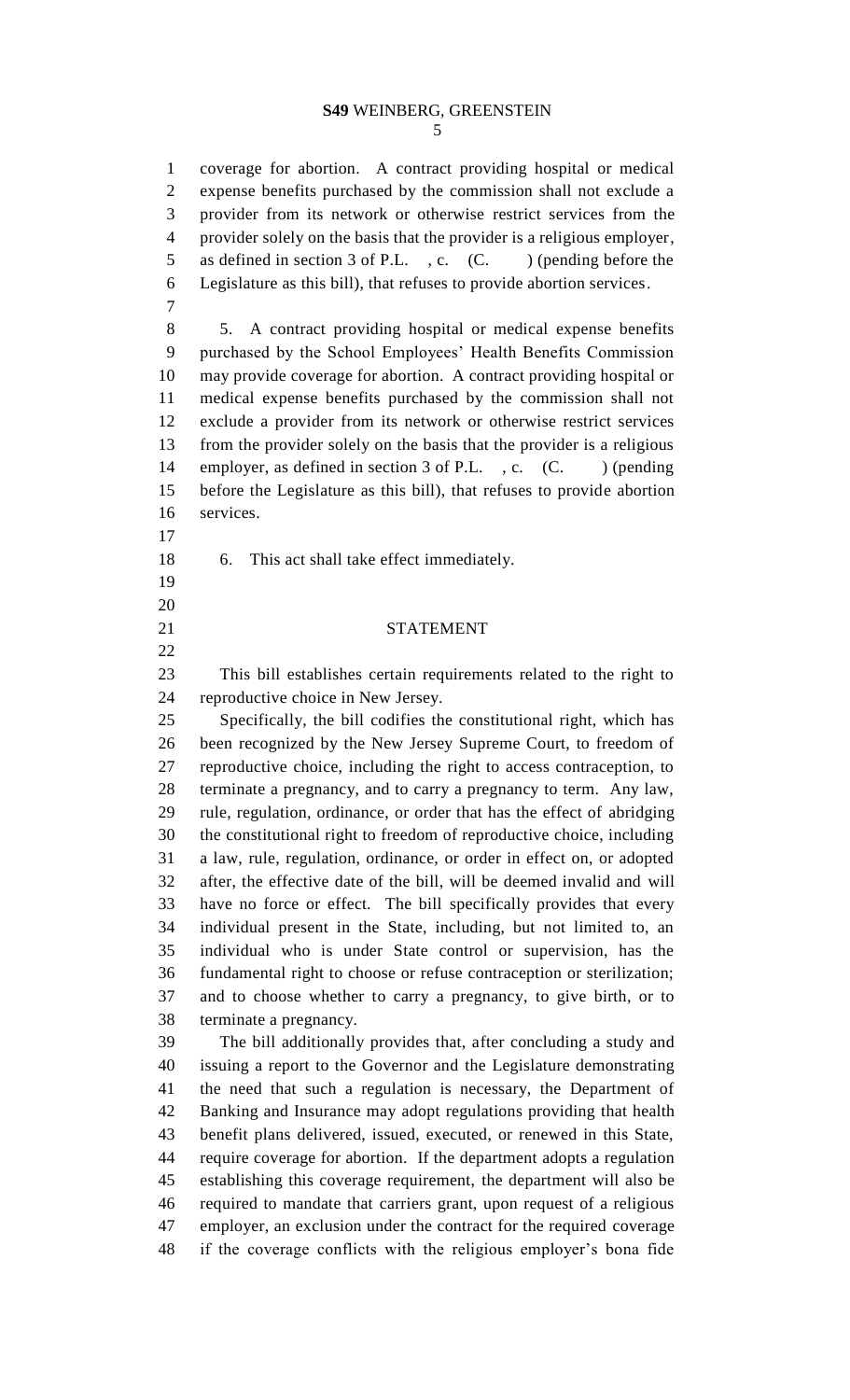coverage for abortion. A contract providing hospital or medical expense benefits purchased by the commission shall not exclude a provider from its network or otherwise restrict services from the provider solely on the basis that the provider is a religious employer, as defined in section 3 of P.L. , c. (C. ) (pending before the Legislature as this bill), that refuses to provide abortion services.

5. A contract providing hospital or medical expense benefits purchased by the School Employees' Health Benefits Commission may provide coverage for abortion. A contract providing hospital or medical expense benefits purchased by the commission shall not exclude a provider from its network or otherwise restrict services from the provider solely on the basis that the provider is a religious employer, as defined in section 3 of P.L. , c. (C. ) (pending before the Legislature as this bill), that refuses to provide abortion services.

6. This act shall take effect immediately.

## STATEMENT

This bill establishes certain requirements related to the right to reproductive choice in New Jersey.

Specifically, the bill codifies the constitutional right, which has been recognized by the New Jersey Supreme Court, to freedom of reproductive choice, including the right to access contraception, to terminate a pregnancy, and to carry a pregnancy to term. Any law, rule, regulation, ordinance, or order that has the effect of abridging the constitutional right to freedom of reproductive choice, including a law, rule, regulation, ordinance, or order in effect on, or adopted after, the effective date of the bill, will be deemed invalid and will have no force or effect. The bill specifically provides that every individual present in the State, including, but not limited to, an individual who is under State control or supervision, has the fundamental right to choose or refuse contraception or sterilization; and to choose whether to carry a pregnancy, to give birth, or to terminate a pregnancy.

The bill additionally provides that, after concluding a study and issuing a report to the Governor and the Legislature demonstrating the need that such a regulation is necessary, the Department of Banking and Insurance may adopt regulations providing that health benefit plans delivered, issued, executed, or renewed in this State, require coverage for abortion. If the department adopts a regulation establishing this coverage requirement, the department will also be required to mandate that carriers grant, upon request of a religious employer, an exclusion under the contract for the required coverage if the coverage conflicts with the religious employer's bona fide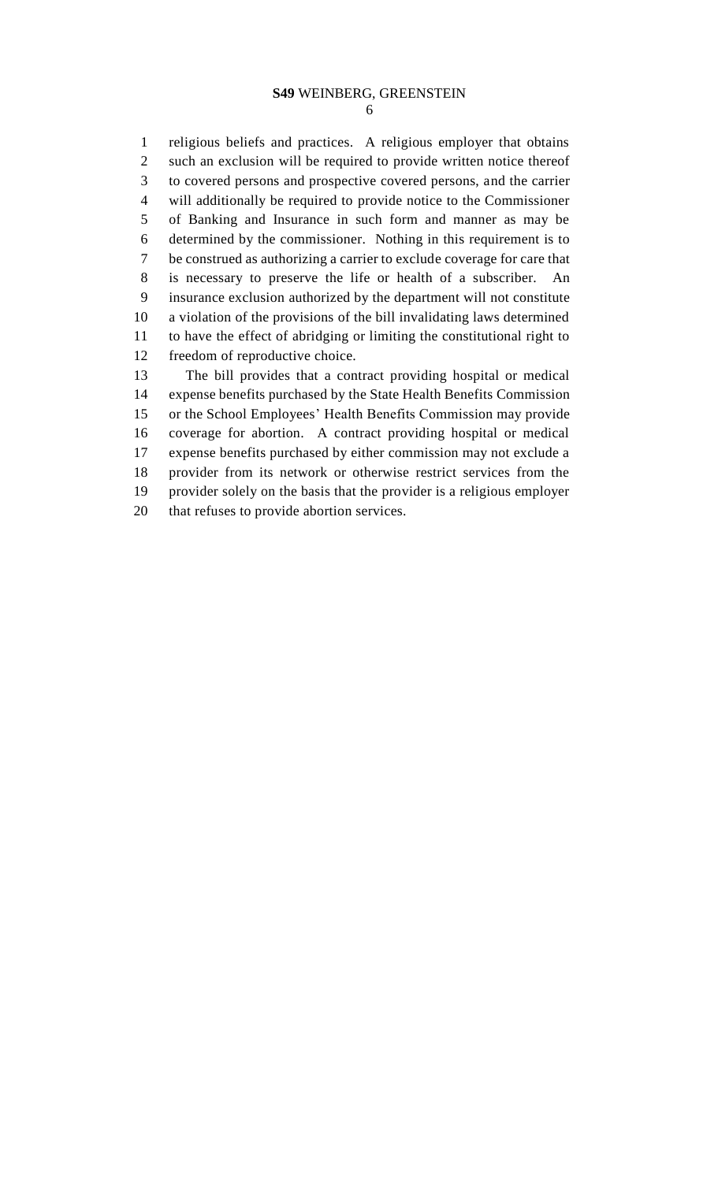religious beliefs and practices. A religious employer that obtains such an exclusion will be required to provide written notice thereof to covered persons and prospective covered persons, and the carrier will additionally be required to provide notice to the Commissioner of Banking and Insurance in such form and manner as may be determined by the commissioner. Nothing in this requirement is to be construed as authorizing a carrier to exclude coverage for care that is necessary to preserve the life or health of a subscriber. An insurance exclusion authorized by the department will not constitute a violation of the provisions of the bill invalidating laws determined to have the effect of abridging or limiting the constitutional right to freedom of reproductive choice.

The bill provides that a contract providing hospital or medical expense benefits purchased by the State Health Benefits Commission or the School Employees' Health Benefits Commission may provide coverage for abortion. A contract providing hospital or medical expense benefits purchased by either commission may not exclude a provider from its network or otherwise restrict services from the provider solely on the basis that the provider is a religious employer that refuses to provide abortion services.